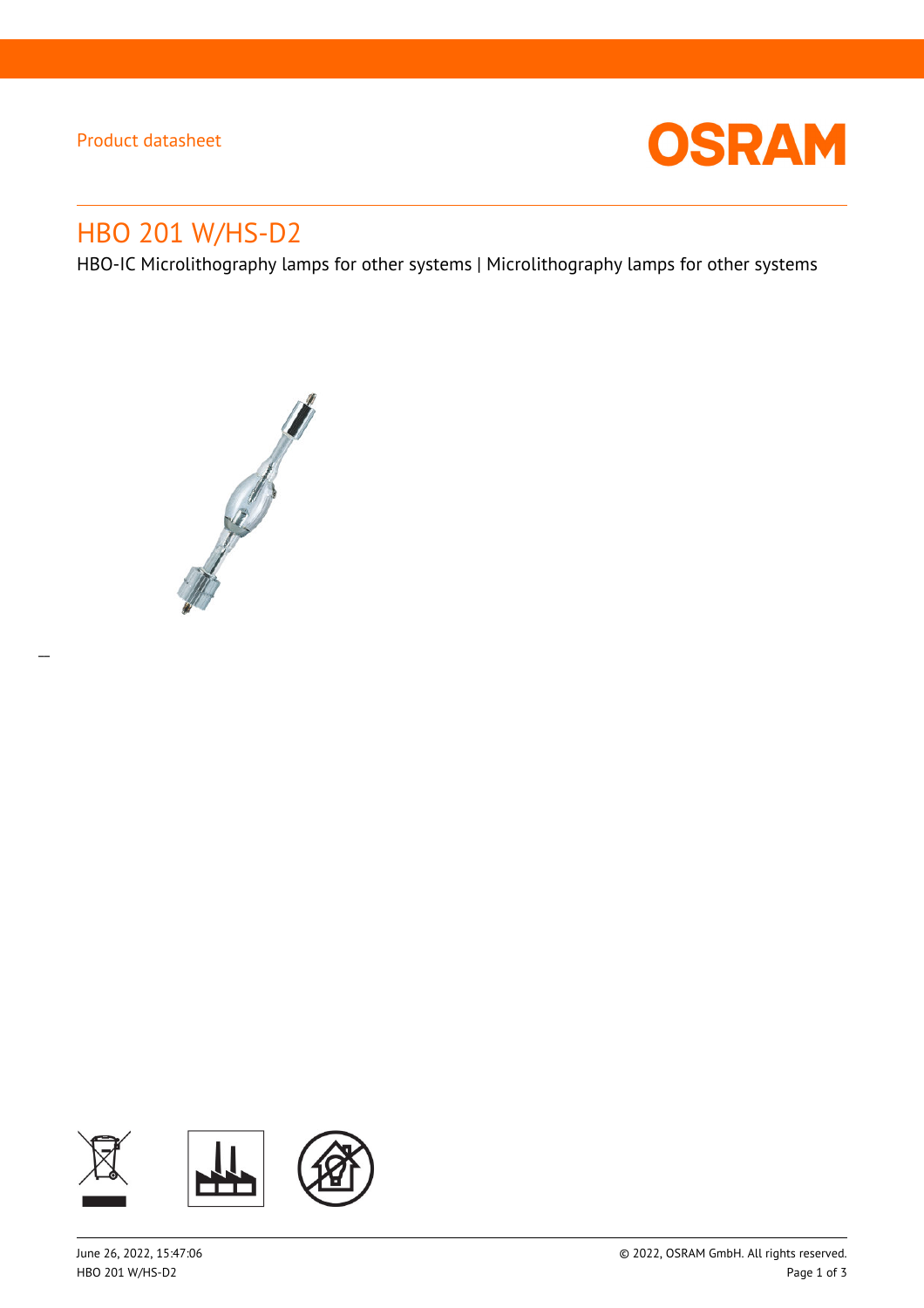Product datasheet

# HBO 201 W/HS-D2

HBO-IC Microlithography lamps for other systems | Microlithography lamps for other systems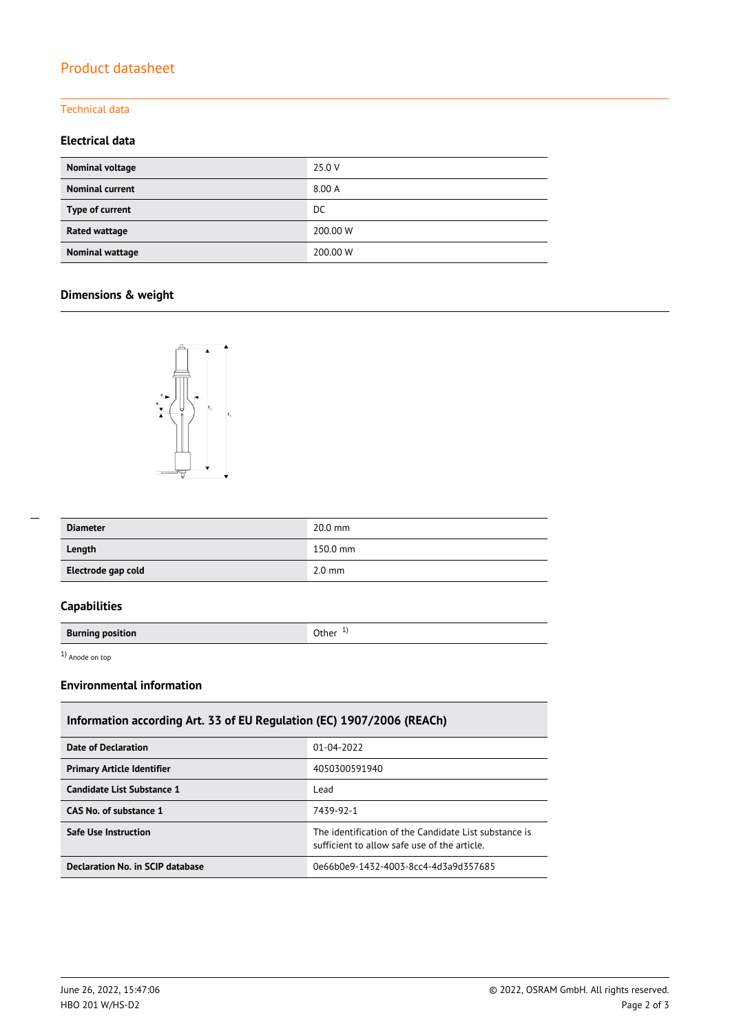# Product datasheet

## Technical data

### Electrical data

| | |
|---|---|
| **Nominal voltage** | 25.0 V |
| **Nominal current** | 8.00 A |
| **Type of current** | DC |
| **Rated wattage** | 200.00 W |
| **Nominal wattage** | 200.00 W |

### Dimensions & weight

| | |
|---|---|
| **Diameter** | 20.0 mm |
| **Length** | 150.0 mm |
| **Electrode gap cold** | 2.0 mm |

### Capabilities

| | |
|---|---|
| **Burning position** | Other [1] |

[1] Anode on top

### Environmental information

| Information according Art. 33 of EU Regulation (EC) 1907/2006 (REACh) | |
|---|---|
| **Date of Declaration** | 01-04-2022 |
| **Primary Article Identifier** | 4050300591940 |
| **Candidate List Substance 1** | Lead |
| **CAS No. of substance 1** | 7439-92-1 |
| **Safe Use Instruction** | The identification of the Candidate List substance is sufficient to allow safe use of the article. |
| **Declaration No. in SCIP database** | 0e66b0e9-1432-4003-8cc4-4d3a9d357685 |

June 26, 2022, 15:47:06
HBO 201 W/HS-D2

© 2022, OSRAM GmbH. All rights reserved.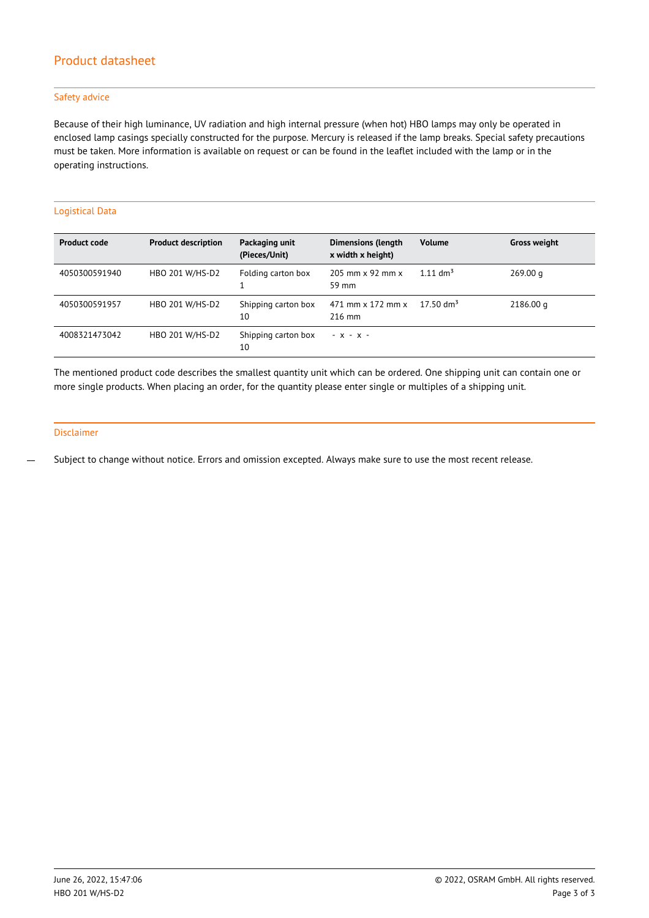## Product datasheet

### Safety advice

Because of their high luminance, UV radiation and high internal pressure (when hot) HBO lamps may only be operated in enclosed lamp casings specially constructed for the purpose. Mercury is released if the lamp breaks. Special safety precautions must be taken. More information is available on request or can be found in the leaflet included with the lamp or in the operating instructions.

### Logistical Data

| Product code | Product description | Packaging unit (Pieces/Unit) | Dimensions (length x width x height) | Volume | Gross weight |
|---|---|---|---|---|---|
| 4050300591940 | HBO 201 W/HS-D2 | Folding carton box 1 | 205 mm x 92 mm x 59 mm | 1.11 $dm^3$ | 269.00 g |
| 4050300591957 | HBO 201 W/HS-D2 | Shipping carton box 10 | 471 mm x 172 mm x 216 mm | 17.50 $dm^3$ | 2186.00 g |
| 4008321473042 | HBO 201 W/HS-D2 | Shipping carton box 10 | - x - x - | | |

The mentioned product code describes the smallest quantity unit which can be ordered. One shipping unit can contain one or more single products. When placing an order, for the quantity please enter single or multiples of a shipping unit.

### Disclaimer

Subject to change without notice. Errors and omission excepted. Always make sure to use the most recent release.